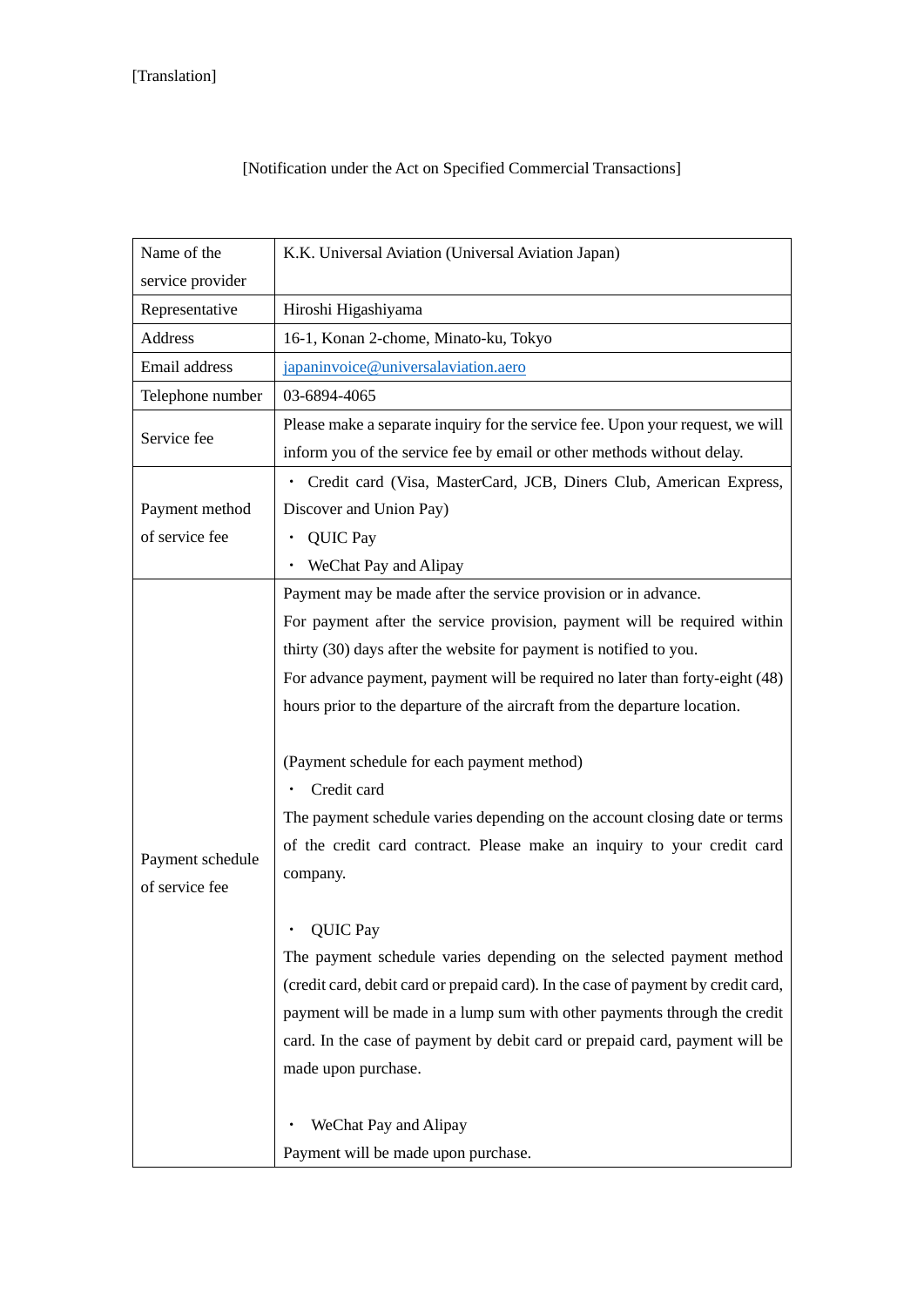[Translation]

[Notification under the Act on Specified Commercial Transactions]

| | |
|---|---|
| Name of the service provider | K.K. Universal Aviation (Universal Aviation Japan) |
| Representative | Hiroshi Higashiyama |
| Address | 16-1, Konan 2-chome, Minato-ku, Tokyo |
| Email address | japaninvoice@universalaviation.aero |
| Telephone number | 03-6894-4065 |
| Service fee | Please make a separate inquiry for the service fee. Upon your request, we will inform you of the service fee by email or other methods without delay. |
| Payment method of service fee | ・ Credit card (Visa, MasterCard, JCB, Diners Club, American Express, Discover and Union Pay)<br>・ QUIC Pay<br>・ WeChat Pay and Alipay |
| Payment schedule of service fee | Payment may be made after the service provision or in advance.<br>For payment after the service provision, payment will be required within thirty (30) days after the website for payment is notified to you.<br>For advance payment, payment will be required no later than forty-eight (48) hours prior to the departure of the aircraft from the departure location.<br><br>(Payment schedule for each payment method)<br>・ Credit card<br>The payment schedule varies depending on the account closing date or terms of the credit card contract. Please make an inquiry to your credit card company.<br><br>・ QUIC Pay<br>The payment schedule varies depending on the selected payment method (credit card, debit card or prepaid card). In the case of payment by credit card, payment will be made in a lump sum with other payments through the credit card. In the case of payment by debit card or prepaid card, payment will be made upon purchase.<br><br>・ WeChat Pay and Alipay<br>Payment will be made upon purchase. |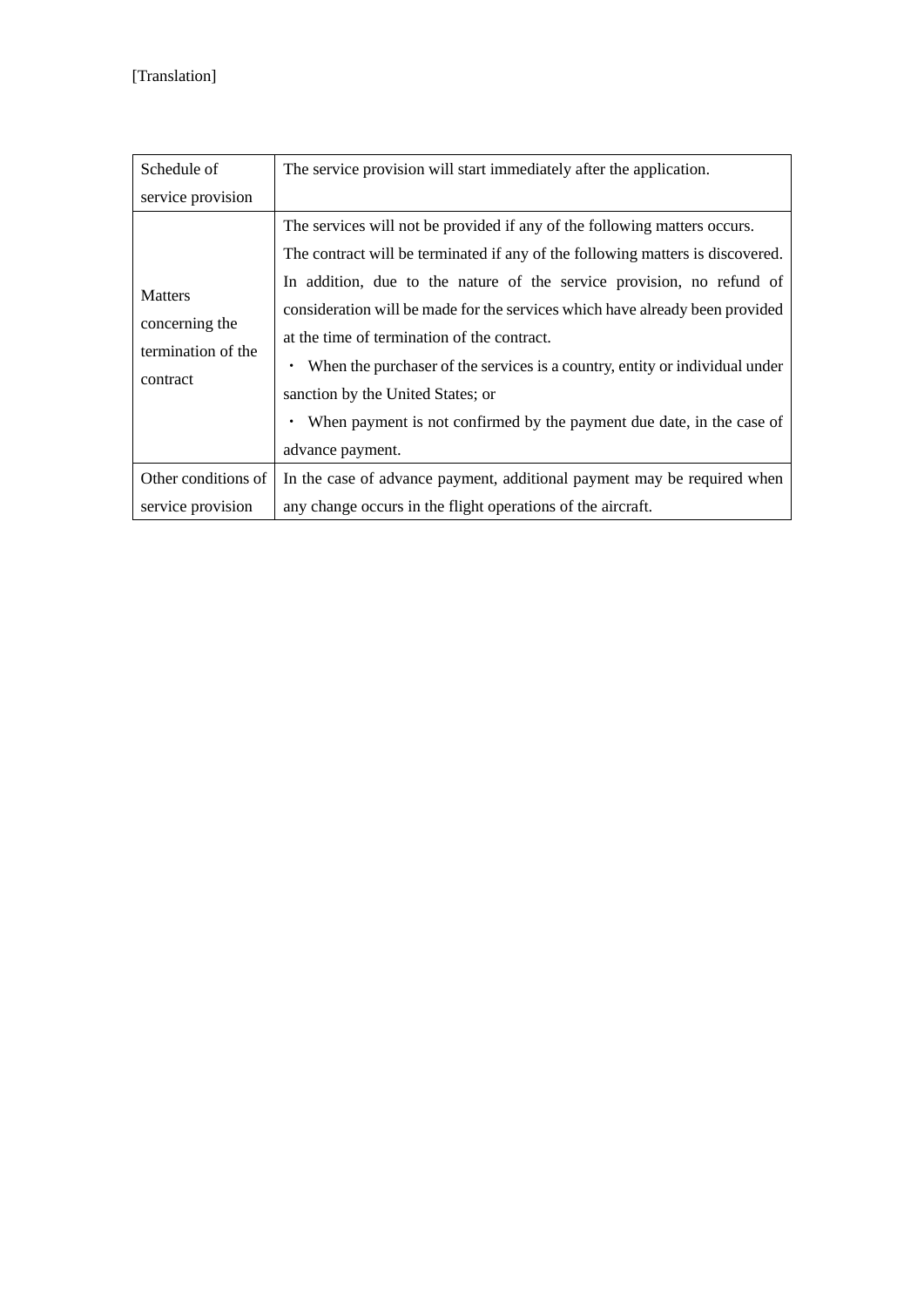[Translation]

| | |
|---|---|
| Schedule of service provision | The service provision will start immediately after the application. |
| Matters concerning the termination of the contract | The services will not be provided if any of the following matters occurs. The contract will be terminated if any of the following matters is discovered. In addition, due to the nature of the service provision, no refund of consideration will be made for the services which have already been provided at the time of termination of the contract.<br>・ When the purchaser of the services is a country, entity or individual under sanction by the United States; or<br>・ When payment is not confirmed by the payment due date, in the case of advance payment. |
| Other conditions of service provision | In the case of advance payment, additional payment may be required when any change occurs in the flight operations of the aircraft. |